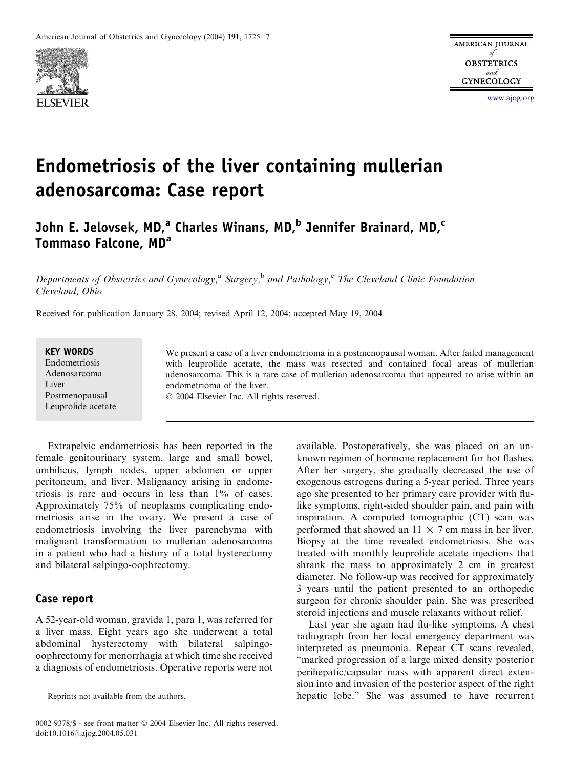# Endometriosis of the liver containing mullerian adenosarcoma: Case report

**John E. Jelovsek, MD,[a] Charles Winans, MD,[b] Jennifer Brainard, MD,[c] Tommaso Falcone, MD[a]**

*Departments of Obstetrics and Gynecology,[a] Surgery,[b] and Pathology,[c] The Cleveland Clinic Foundation Cleveland, Ohio*

Received for publication January 28, 2004; revised April 12, 2004; accepted May 19, 2004

**KEY WORDS**
Endometriosis
Adenosarcoma
Liver
Postmenopausal
Leuprolide acetate

We present a case of a liver endometrioma in a postmenopausal woman. After failed management with leuprolide acetate, the mass was resected and contained focal areas of mullerian adenosarcoma. This is a rare case of mullerian adenosarcoma that appeared to arise within an endometrioma of the liver.
© 2004 Elsevier Inc. All rights reserved.

Extrapelvic endometriosis has been reported in the female genitourinary system, large and small bowel, umbilicus, lymph nodes, upper abdomen or upper peritoneum, and liver. Malignancy arising in endometriosis is rare and occurs in less than 1% of cases. Approximately 75% of neoplasms complicating endometriosis arise in the ovary. We present a case of endometriosis involving the liver parenchyma with malignant transformation to mullerian adenosarcoma in a patient who had a history of a total hysterectomy and bilateral salpingo-oophrectomy.

## Case report

A 52-year-old woman, gravida 1, para 1, was referred for a liver mass. Eight years ago she underwent a total abdominal hysterectomy with bilateral salpingo-oophrectomy for menorrhagia at which time she received a diagnosis of endometriosis. Operative reports were not available. Postoperatively, she was placed on an unknown regimen of hormone replacement for hot flashes. After her surgery, she gradually decreased the use of exogenous estrogens during a 5-year period. Three years ago she presented to her primary care provider with flu-like symptoms, right-sided shoulder pain, and pain with inspiration. A computed tomographic (CT) scan was performed that showed an 11 × 7 cm mass in her liver. Biopsy at the time revealed endometriosis. She was treated with monthly leuprolide acetate injections that shrank the mass to approximately 2 cm in greatest diameter. No follow-up was received for approximately 3 years until the patient presented to an orthopedic surgeon for chronic shoulder pain. She was prescribed steroid injections and muscle relaxants without relief.

Last year she again had flu-like symptoms. A chest radiograph from her local emergency department was interpreted as pneumonia. Repeat CT scans revealed, "marked progression of a large mixed density posterior perihepatic/capsular mass with apparent direct extension into and invasion of the posterior aspect of the right hepatic lobe." She was assumed to have recurrent

Reprints not available from the authors.

0002-9378/$ - see front matter © 2004 Elsevier Inc. All rights reserved.
doi:10.1016/j.ajog.2004.05.031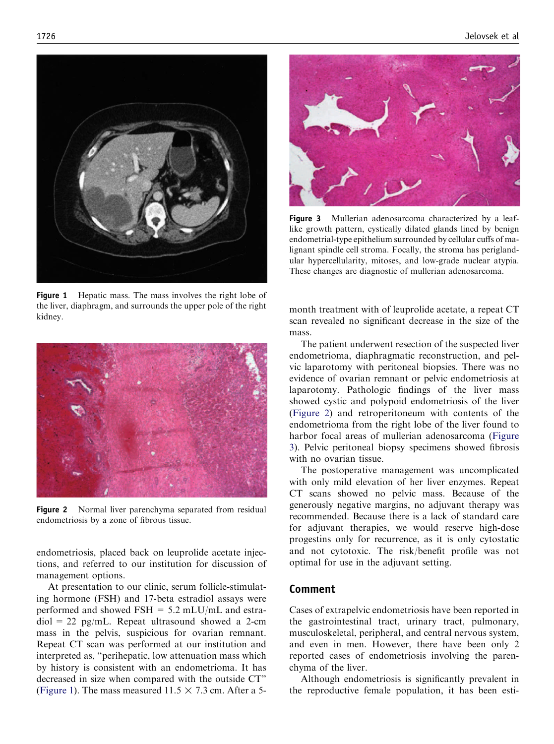Figure 1 Hepatic mass. The mass involves the right lobe of the liver, diaphragm, and surrounds the upper pole of the right kidney.

Figure 2 Normal liver parenchyma separated from residual endometriosis by a zone of fibrous tissue.

endometriosis, placed back on leuprolide acetate injections, and referred to our institution for discussion of management options.

At presentation to our clinic, serum follicle-stimulating hormone (FSH) and 17-beta estradiol assays were performed and showed FSH = 5.2 mLU/mL and estradiol = 22 pg/mL. Repeat ultrasound showed a 2-cm mass in the pelvis, suspicious for ovarian remnant. Repeat CT scan was performed at our institution and interpreted as, "perihepatic, low attenuation mass which by history is consistent with an endometrioma. It has decreased in size when compared with the outside CT" (Figure 1). The mass measured 11.5 × 7.3 cm. After a 5-month treatment with of leuprolide acetate, a repeat CT scan revealed no significant decrease in the size of the mass.

Figure 3 Mullerian adenosarcoma characterized by a leaf-like growth pattern, cystically dilated glands lined by benign endometrial-type epithelium surrounded by cellular cuffs of malignant spindle cell stroma. Focally, the stroma has periglandular hypercellularity, mitoses, and low-grade nuclear atypia. These changes are diagnostic of mullerian adenosarcoma.

The patient underwent resection of the suspected liver endometrioma, diaphragmatic reconstruction, and pelvic laparotomy with peritoneal biopsies. There was no evidence of ovarian remnant or pelvic endometriosis at laparotomy. Pathologic findings of the liver mass showed cystic and polypoid endometriosis of the liver (Figure 2) and retroperitoneum with contents of the endometrioma from the right lobe of the liver found to harbor focal areas of mullerian adenosarcoma (Figure 3). Pelvic peritoneal biopsy specimens showed fibrosis with no ovarian tissue.

The postoperative management was uncomplicated with only mild elevation of her liver enzymes. Repeat CT scans showed no pelvic mass. Because of the generously negative margins, no adjuvant therapy was recommended. Because there is a lack of standard care for adjuvant therapies, we would reserve high-dose progestins only for recurrence, as it is only cytostatic and not cytotoxic. The risk/benefit profile was not optimal for use in the adjuvant setting.

## Comment

Cases of extrapelvic endometriosis have been reported in the gastrointestinal tract, urinary tract, pulmonary, musculoskeletal, peripheral, and central nervous system, and even in men. However, there have been only 2 reported cases of endometriosis involving the parenchyma of the liver.

Although endometriosis is significantly prevalent in the reproductive female population, it has been esti-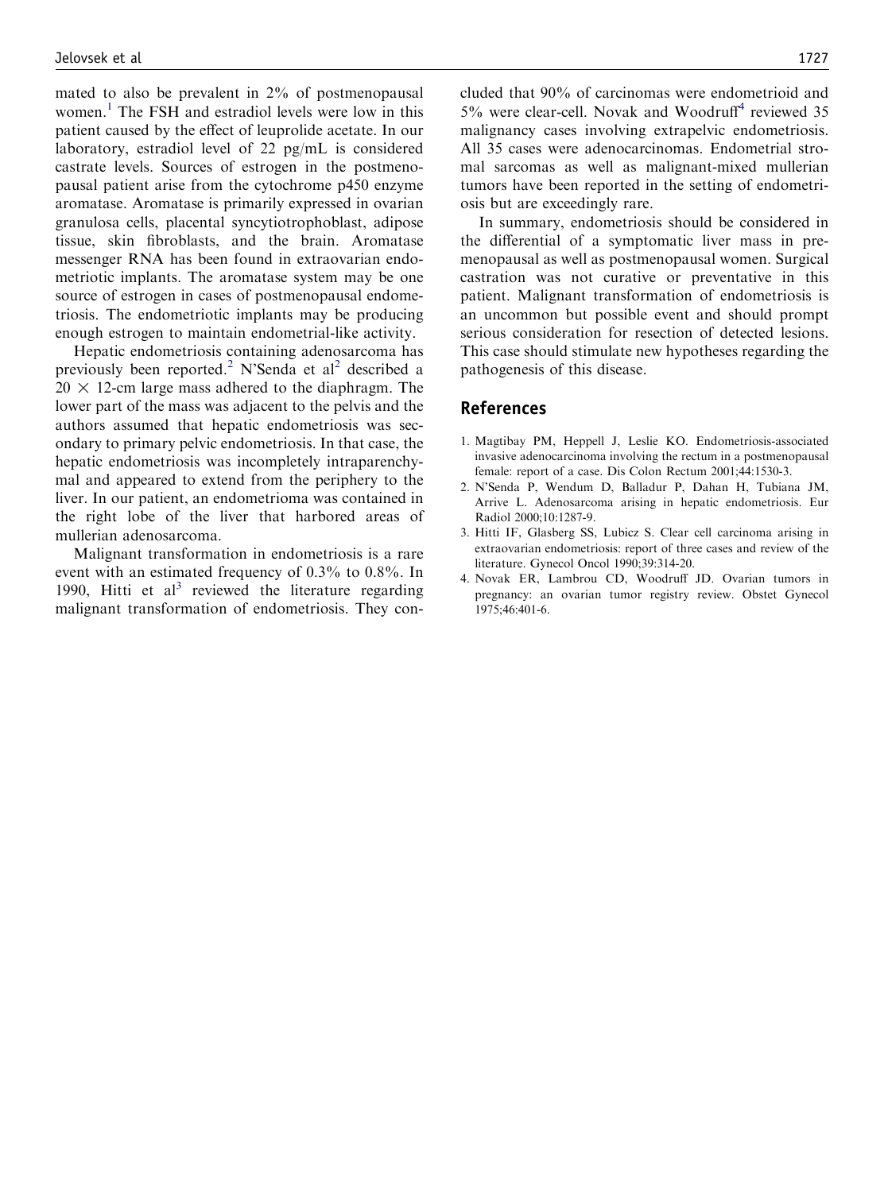mated to also be prevalent in 2% of postmenopausal women.[1] The FSH and estradiol levels were low in this patient caused by the effect of leuprolide acetate. In our laboratory, estradiol level of 22 pg/mL is considered castrate levels. Sources of estrogen in the postmenopausal patient arise from the cytochrome p450 enzyme aromatase. Aromatase is primarily expressed in ovarian granulosa cells, placental syncytiotrophoblast, adipose tissue, skin fibroblasts, and the brain. Aromatase messenger RNA has been found in extraovarian endometriotic implants. The aromatase system may be one source of estrogen in cases of postmenopausal endometriosis. The endometriotic implants may be producing enough estrogen to maintain endometrial-like activity.

Hepatic endometriosis containing adenosarcoma has previously been reported.[2] N'Senda et al[2] described a $20 \times 12$-cm large mass adhered to the diaphragm. The lower part of the mass was adjacent to the pelvis and the authors assumed that hepatic endometriosis was secondary to primary pelvic endometriosis. In that case, the hepatic endometriosis was incompletely intraparenchymal and appeared to extend from the periphery to the liver. In our patient, an endometrioma was contained in the right lobe of the liver that harbored areas of mullerian adenosarcoma.

Malignant transformation in endometriosis is a rare event with an estimated frequency of 0.3% to 0.8%. In 1990, Hitti et al[3] reviewed the literature regarding malignant transformation of endometriosis. They concluded that 90% of carcinomas were endometrioid and 5% were clear-cell. Novak and Woodruff[4] reviewed 35 malignancy cases involving extrapelvic endometriosis. All 35 cases were adenocarcinomas. Endometrial stromal sarcomas as well as malignant-mixed mullerian tumors have been reported in the setting of endometriosis but are exceedingly rare.

In summary, endometriosis should be considered in the differential of a symptomatic liver mass in premenopausal as well as postmenopausal women. Surgical castration was not curative or preventative in this patient. Malignant transformation of endometriosis is an uncommon but possible event and should prompt serious consideration for resection of detected lesions. This case should stimulate new hypotheses regarding the pathogenesis of this disease.

## References

1. Magtibay PM, Heppell J, Leslie KO. Endometriosis-associated invasive adenocarcinoma involving the rectum in a postmenopausal female: report of a case. Dis Colon Rectum 2001;44:1530-3.
2. N'Senda P, Wendum D, Balladur P, Dahan H, Tubiana JM, Arrive L. Adenosarcoma arising in hepatic endometriosis. Eur Radiol 2000;10:1287-9.
3. Hitti IF, Glasberg SS, Lubicz S. Clear cell carcinoma arising in extraovarian endometriosis: report of three cases and review of the literature. Gynecol Oncol 1990;39:314-20.
4. Novak ER, Lambrou CD, Woodruff JD. Ovarian tumors in pregnancy: an ovarian tumor registry review. Obstet Gynecol 1975;46:401-6.